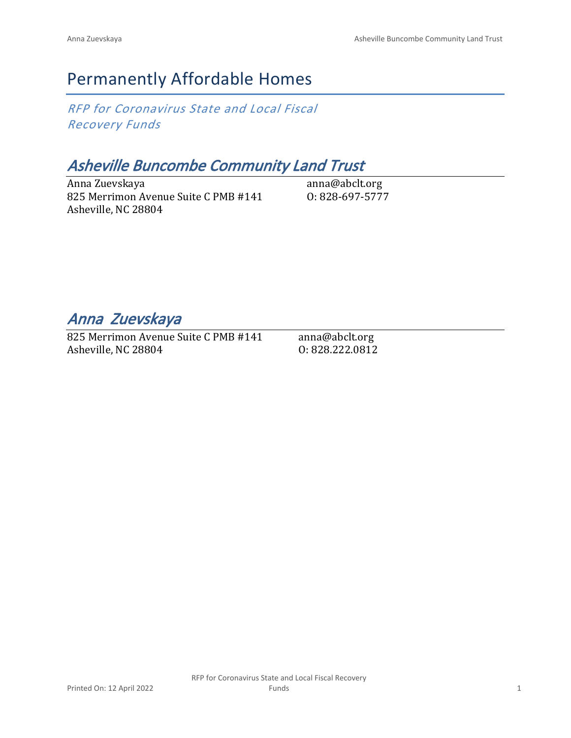# Permanently Affordable Homes

*RFP for Coronavirus State and Local Fiscal Recovery Funds*

## *Asheville Buncombe Community Land Trust*

Anna Zuevskaya
825 Merrimon Avenue Suite C PMB #141
Asheville, NC 28804

anna@abclt.org
O: 828-697-5777

## *Anna Zuevskaya*

825 Merrimon Avenue Suite C PMB #141
Asheville, NC 28804

anna@abclt.org
O: 828.222.0812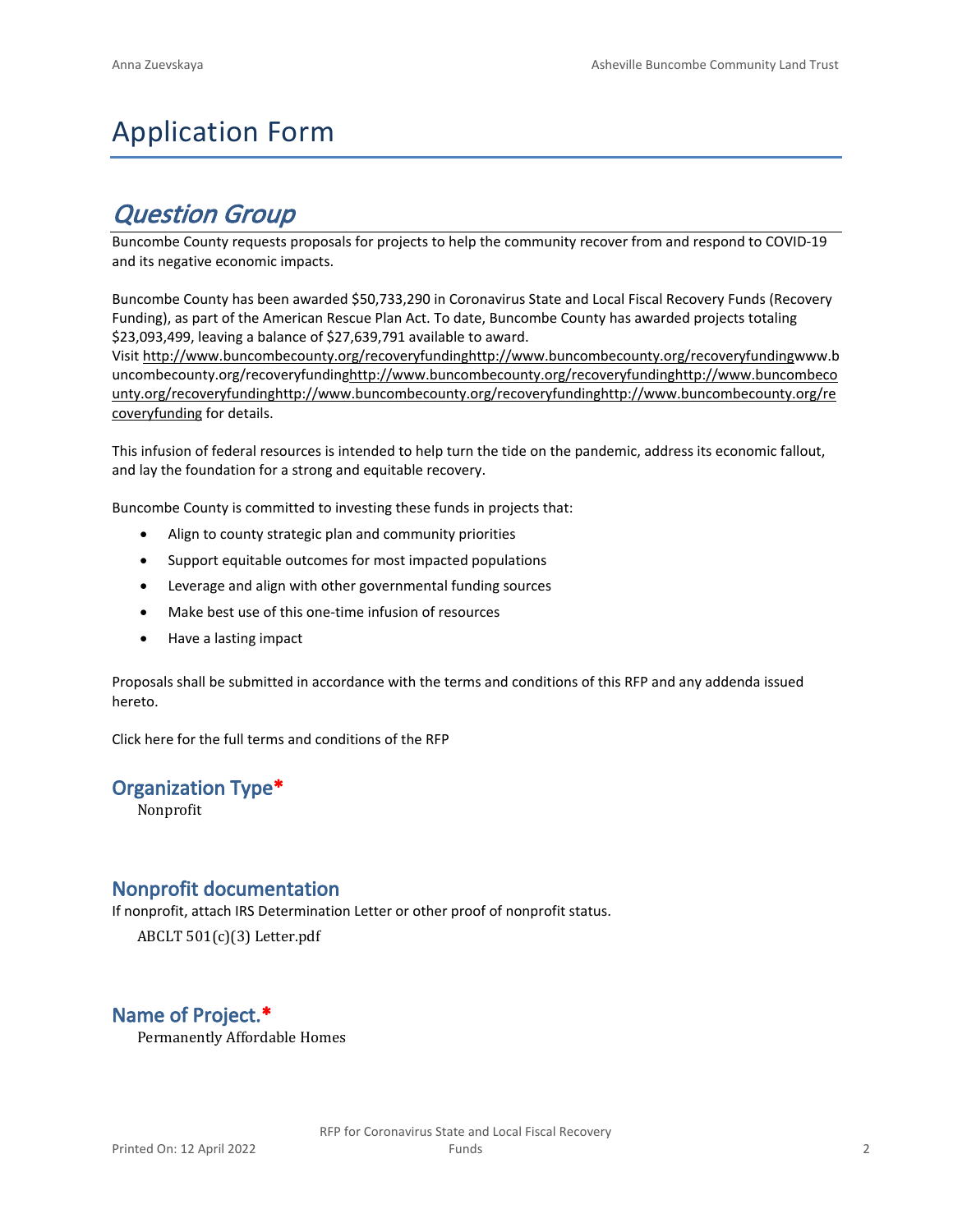# Application Form

## *Question Group*

Buncombe County requests proposals for projects to help the community recover from and respond to COVID-19 and its negative economic impacts.

Buncombe County has been awarded $50,733,290 in Coronavirus State and Local Fiscal Recovery Funds (Recovery Funding), as part of the American Rescue Plan Act. To date, Buncombe County has awarded projects totaling $23,093,499, leaving a balance of $27,639,791 available to award.
Visit http://www.buncombecounty.org/recoveryfundinghttp://www.buncombecounty.org/recoveryfundingwww.buncombecounty.org/recoveryfundinghttp://www.buncombecounty.org/recoveryfundinghttp://www.buncombecounty.org/recoveryfundinghttp://www.buncombecounty.org/recoveryfundinghttp://www.buncombecounty.org/recoveryfunding for details.

This infusion of federal resources is intended to help turn the tide on the pandemic, address its economic fallout, and lay the foundation for a strong and equitable recovery.

Buncombe County is committed to investing these funds in projects that:

- Align to county strategic plan and community priorities
- Support equitable outcomes for most impacted populations
- Leverage and align with other governmental funding sources
- Make best use of this one-time infusion of resources
- Have a lasting impact

Proposals shall be submitted in accordance with the terms and conditions of this RFP and any addenda issued hereto.

Click here for the full terms and conditions of the RFP

### Organization Type*

Nonprofit

### Nonprofit documentation

If nonprofit, attach IRS Determination Letter or other proof of nonprofit status.

ABCLT 501(c)(3) Letter.pdf

### Name of Project.*

Permanently Affordable Homes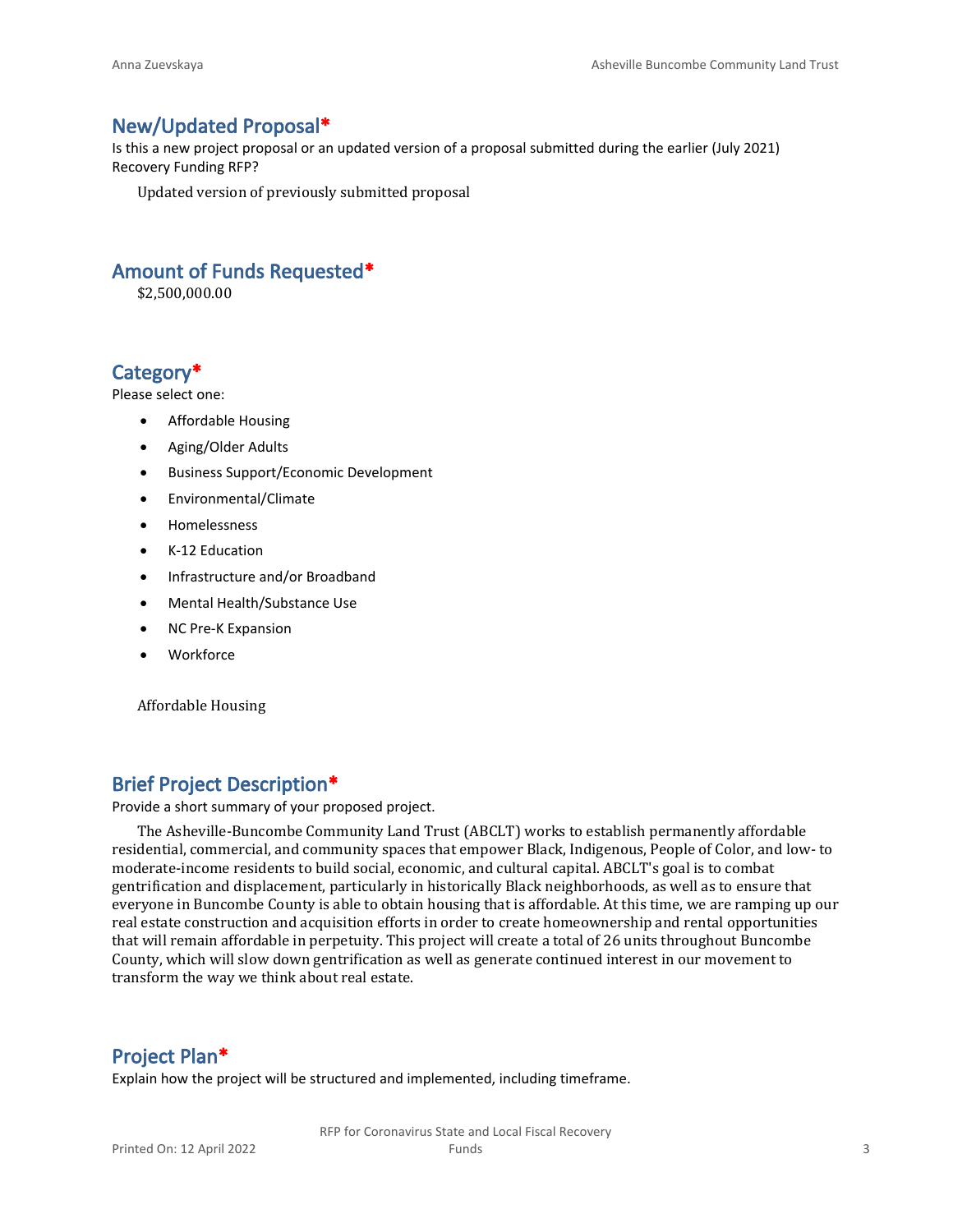## New/Updated Proposal*

Is this a new project proposal or an updated version of a proposal submitted during the earlier (July 2021) Recovery Funding RFP?

Updated version of previously submitted proposal

## Amount of Funds Requested*

$2,500,000.00

## Category*

Please select one:

- Affordable Housing
- Aging/Older Adults
- Business Support/Economic Development
- Environmental/Climate
- Homelessness
- K-12 Education
- Infrastructure and/or Broadband
- Mental Health/Substance Use
- NC Pre-K Expansion
- Workforce

Affordable Housing

## Brief Project Description*

Provide a short summary of your proposed project.

The Asheville-Buncombe Community Land Trust (ABCLT) works to establish permanently affordable residential, commercial, and community spaces that empower Black, Indigenous, People of Color, and low- to moderate-income residents to build social, economic, and cultural capital. ABCLT's goal is to combat gentrification and displacement, particularly in historically Black neighborhoods, as well as to ensure that everyone in Buncombe County is able to obtain housing that is affordable. At this time, we are ramping up our real estate construction and acquisition efforts in order to create homeownership and rental opportunities that will remain affordable in perpetuity. This project will create a total of 26 units throughout Buncombe County, which will slow down gentrification as well as generate continued interest in our movement to transform the way we think about real estate.

## Project Plan*

Explain how the project will be structured and implemented, including timeframe.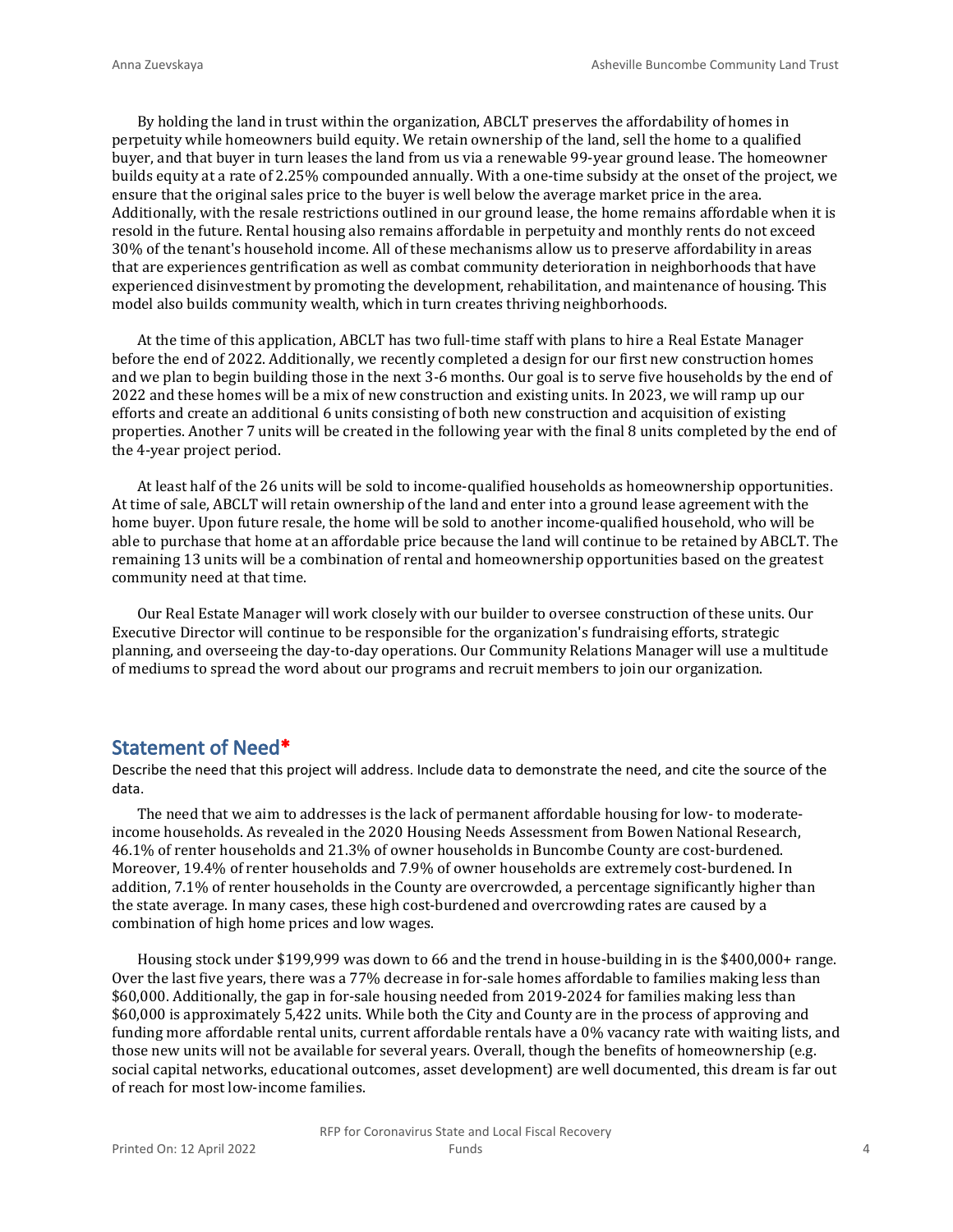By holding the land in trust within the organization, ABCLT preserves the affordability of homes in perpetuity while homeowners build equity. We retain ownership of the land, sell the home to a qualified buyer, and that buyer in turn leases the land from us via a renewable 99-year ground lease. The homeowner builds equity at a rate of 2.25% compounded annually. With a one-time subsidy at the onset of the project, we ensure that the original sales price to the buyer is well below the average market price in the area. Additionally, with the resale restrictions outlined in our ground lease, the home remains affordable when it is resold in the future. Rental housing also remains affordable in perpetuity and monthly rents do not exceed 30% of the tenant's household income. All of these mechanisms allow us to preserve affordability in areas that are experiences gentrification as well as combat community deterioration in neighborhoods that have experienced disinvestment by promoting the development, rehabilitation, and maintenance of housing. This model also builds community wealth, which in turn creates thriving neighborhoods.

At the time of this application, ABCLT has two full-time staff with plans to hire a Real Estate Manager before the end of 2022. Additionally, we recently completed a design for our first new construction homes and we plan to begin building those in the next 3-6 months. Our goal is to serve five households by the end of 2022 and these homes will be a mix of new construction and existing units. In 2023, we will ramp up our efforts and create an additional 6 units consisting of both new construction and acquisition of existing properties. Another 7 units will be created in the following year with the final 8 units completed by the end of the 4-year project period.

At least half of the 26 units will be sold to income-qualified households as homeownership opportunities. At time of sale, ABCLT will retain ownership of the land and enter into a ground lease agreement with the home buyer. Upon future resale, the home will be sold to another income-qualified household, who will be able to purchase that home at an affordable price because the land will continue to be retained by ABCLT. The remaining 13 units will be a combination of rental and homeownership opportunities based on the greatest community need at that time.

Our Real Estate Manager will work closely with our builder to oversee construction of these units. Our Executive Director will continue to be responsible for the organization's fundraising efforts, strategic planning, and overseeing the day-to-day operations. Our Community Relations Manager will use a multitude of mediums to spread the word about our programs and recruit members to join our organization.

## Statement of Need*

Describe the need that this project will address. Include data to demonstrate the need, and cite the source of the data.

The need that we aim to addresses is the lack of permanent affordable housing for low- to moderate-income households. As revealed in the 2020 Housing Needs Assessment from Bowen National Research, 46.1% of renter households and 21.3% of owner households in Buncombe County are cost-burdened. Moreover, 19.4% of renter households and 7.9% of owner households are extremely cost-burdened. In addition, 7.1% of renter households in the County are overcrowded, a percentage significantly higher than the state average. In many cases, these high cost-burdened and overcrowding rates are caused by a combination of high home prices and low wages.

Housing stock under $199,999 was down to 66 and the trend in house-building in is the $400,000+ range. Over the last five years, there was a 77% decrease in for-sale homes affordable to families making less than $60,000. Additionally, the gap in for-sale housing needed from 2019-2024 for families making less than $60,000 is approximately 5,422 units. While both the City and County are in the process of approving and funding more affordable rental units, current affordable rentals have a 0% vacancy rate with waiting lists, and those new units will not be available for several years. Overall, though the benefits of homeownership (e.g. social capital networks, educational outcomes, asset development) are well documented, this dream is far out of reach for most low-income families.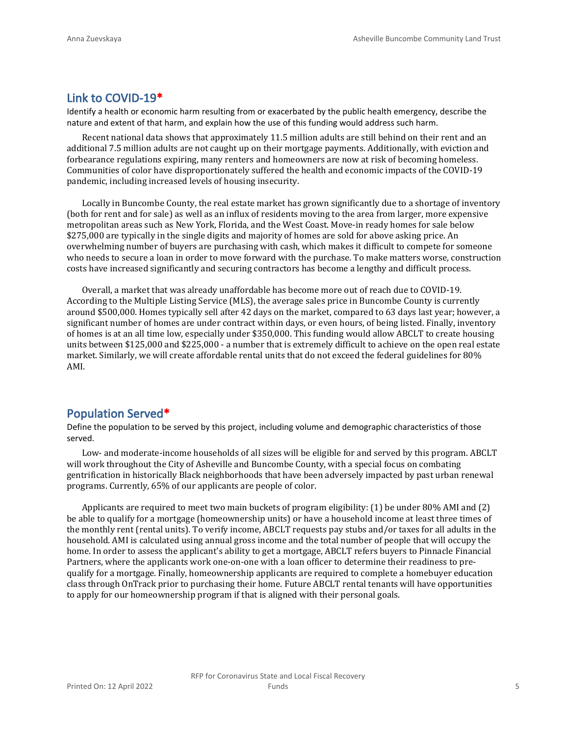## Link to COVID-19*

Identify a health or economic harm resulting from or exacerbated by the public health emergency, describe the nature and extent of that harm, and explain how the use of this funding would address such harm.

Recent national data shows that approximately 11.5 million adults are still behind on their rent and an additional 7.5 million adults are not caught up on their mortgage payments. Additionally, with eviction and forbearance regulations expiring, many renters and homeowners are now at risk of becoming homeless. Communities of color have disproportionately suffered the health and economic impacts of the COVID-19 pandemic, including increased levels of housing insecurity.

Locally in Buncombe County, the real estate market has grown significantly due to a shortage of inventory (both for rent and for sale) as well as an influx of residents moving to the area from larger, more expensive metropolitan areas such as New York, Florida, and the West Coast. Move-in ready homes for sale below $275,000 are typically in the single digits and majority of homes are sold for above asking price. An overwhelming number of buyers are purchasing with cash, which makes it difficult to compete for someone who needs to secure a loan in order to move forward with the purchase. To make matters worse, construction costs have increased significantly and securing contractors has become a lengthy and difficult process.

Overall, a market that was already unaffordable has become more out of reach due to COVID-19. According to the Multiple Listing Service (MLS), the average sales price in Buncombe County is currently around $500,000. Homes typically sell after 42 days on the market, compared to 63 days last year; however, a significant number of homes are under contract within days, or even hours, of being listed. Finally, inventory of homes is at an all time low, especially under $350,000. This funding would allow ABCLT to create housing units between $125,000 and $225,000 - a number that is extremely difficult to achieve on the open real estate market. Similarly, we will create affordable rental units that do not exceed the federal guidelines for 80% AMI.

## Population Served*

Define the population to be served by this project, including volume and demographic characteristics of those served.

Low- and moderate-income households of all sizes will be eligible for and served by this program. ABCLT will work throughout the City of Asheville and Buncombe County, with a special focus on combating gentrification in historically Black neighborhoods that have been adversely impacted by past urban renewal programs. Currently, 65% of our applicants are people of color.

Applicants are required to meet two main buckets of program eligibility: (1) be under 80% AMI and (2) be able to qualify for a mortgage (homeownership units) or have a household income at least three times of the monthly rent (rental units). To verify income, ABCLT requests pay stubs and/or taxes for all adults in the household. AMI is calculated using annual gross income and the total number of people that will occupy the home. In order to assess the applicant's ability to get a mortgage, ABCLT refers buyers to Pinnacle Financial Partners, where the applicants work one-on-one with a loan officer to determine their readiness to pre-qualify for a mortgage. Finally, homeownership applicants are required to complete a homebuyer education class through OnTrack prior to purchasing their home. Future ABCLT rental tenants will have opportunities to apply for our homeownership program if that is aligned with their personal goals.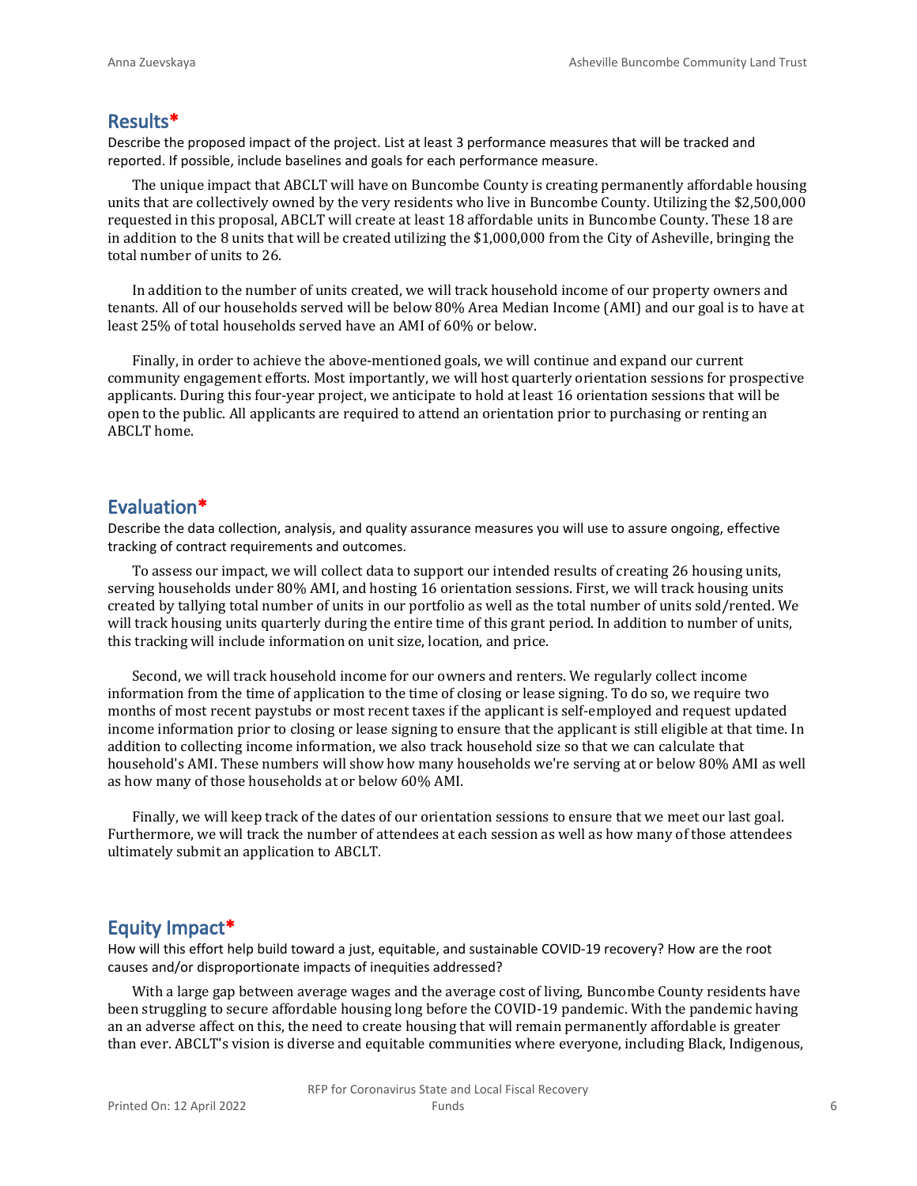## Results*

Describe the proposed impact of the project. List at least 3 performance measures that will be tracked and reported. If possible, include baselines and goals for each performance measure.

The unique impact that ABCLT will have on Buncombe County is creating permanently affordable housing units that are collectively owned by the very residents who live in Buncombe County. Utilizing the $2,500,000 requested in this proposal, ABCLT will create at least 18 affordable units in Buncombe County. These 18 are in addition to the 8 units that will be created utilizing the $1,000,000 from the City of Asheville, bringing the total number of units to 26.

In addition to the number of units created, we will track household income of our property owners and tenants. All of our households served will be below 80% Area Median Income (AMI) and our goal is to have at least 25% of total households served have an AMI of 60% or below.

Finally, in order to achieve the above-mentioned goals, we will continue and expand our current community engagement efforts. Most importantly, we will host quarterly orientation sessions for prospective applicants. During this four-year project, we anticipate to hold at least 16 orientation sessions that will be open to the public. All applicants are required to attend an orientation prior to purchasing or renting an ABCLT home.

## Evaluation*

Describe the data collection, analysis, and quality assurance measures you will use to assure ongoing, effective tracking of contract requirements and outcomes.

To assess our impact, we will collect data to support our intended results of creating 26 housing units, serving households under 80% AMI, and hosting 16 orientation sessions. First, we will track housing units created by tallying total number of units in our portfolio as well as the total number of units sold/rented. We will track housing units quarterly during the entire time of this grant period. In addition to number of units, this tracking will include information on unit size, location, and price.

Second, we will track household income for our owners and renters. We regularly collect income information from the time of application to the time of closing or lease signing. To do so, we require two months of most recent paystubs or most recent taxes if the applicant is self-employed and request updated income information prior to closing or lease signing to ensure that the applicant is still eligible at that time. In addition to collecting income information, we also track household size so that we can calculate that household's AMI. These numbers will show how many households we're serving at or below 80% AMI as well as how many of those households at or below 60% AMI.

Finally, we will keep track of the dates of our orientation sessions to ensure that we meet our last goal. Furthermore, we will track the number of attendees at each session as well as how many of those attendees ultimately submit an application to ABCLT.

## Equity Impact*

How will this effort help build toward a just, equitable, and sustainable COVID-19 recovery? How are the root causes and/or disproportionate impacts of inequities addressed?

With a large gap between average wages and the average cost of living, Buncombe County residents have been struggling to secure affordable housing long before the COVID-19 pandemic. With the pandemic having an an adverse affect on this, the need to create housing that will remain permanently affordable is greater than ever. ABCLT's vision is diverse and equitable communities where everyone, including Black, Indigenous,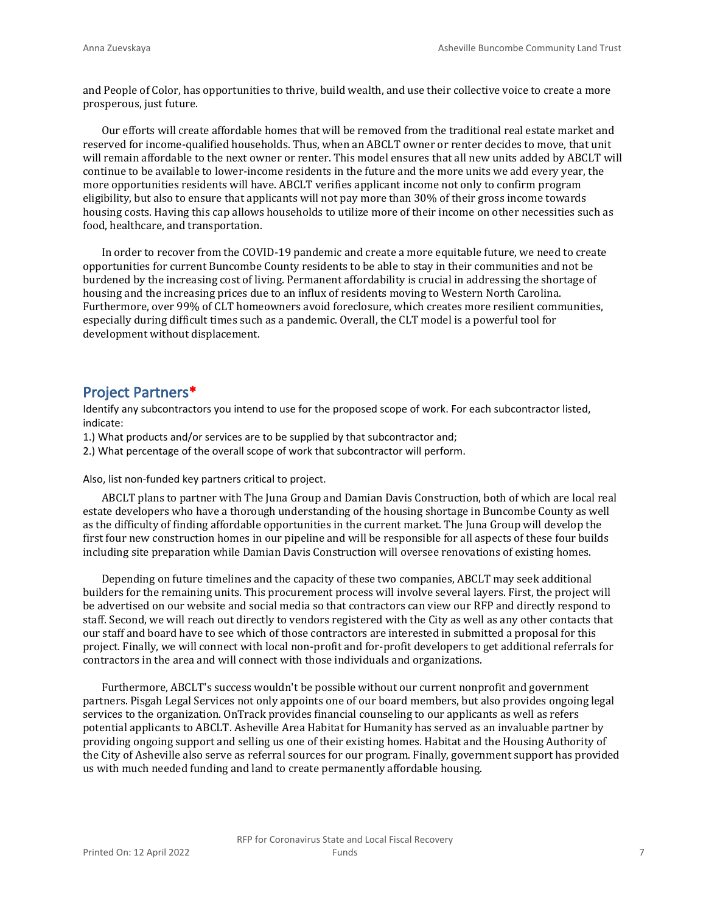and People of Color, has opportunities to thrive, build wealth, and use their collective voice to create a more prosperous, just future.

Our efforts will create affordable homes that will be removed from the traditional real estate market and reserved for income-qualified households. Thus, when an ABCLT owner or renter decides to move, that unit will remain affordable to the next owner or renter. This model ensures that all new units added by ABCLT will continue to be available to lower-income residents in the future and the more units we add every year, the more opportunities residents will have. ABCLT verifies applicant income not only to confirm program eligibility, but also to ensure that applicants will not pay more than 30% of their gross income towards housing costs. Having this cap allows households to utilize more of their income on other necessities such as food, healthcare, and transportation.

In order to recover from the COVID-19 pandemic and create a more equitable future, we need to create opportunities for current Buncombe County residents to be able to stay in their communities and not be burdened by the increasing cost of living. Permanent affordability is crucial in addressing the shortage of housing and the increasing prices due to an influx of residents moving to Western North Carolina. Furthermore, over 99% of CLT homeowners avoid foreclosure, which creates more resilient communities, especially during difficult times such as a pandemic. Overall, the CLT model is a powerful tool for development without displacement.

## Project Partners*

Identify any subcontractors you intend to use for the proposed scope of work. For each subcontractor listed, indicate:

1.) What products and/or services are to be supplied by that subcontractor and;

2.) What percentage of the overall scope of work that subcontractor will perform.

Also, list non-funded key partners critical to project.

ABCLT plans to partner with The Juna Group and Damian Davis Construction, both of which are local real estate developers who have a thorough understanding of the housing shortage in Buncombe County as well as the difficulty of finding affordable opportunities in the current market. The Juna Group will develop the first four new construction homes in our pipeline and will be responsible for all aspects of these four builds including site preparation while Damian Davis Construction will oversee renovations of existing homes.

Depending on future timelines and the capacity of these two companies, ABCLT may seek additional builders for the remaining units. This procurement process will involve several layers. First, the project will be advertised on our website and social media so that contractors can view our RFP and directly respond to staff. Second, we will reach out directly to vendors registered with the City as well as any other contacts that our staff and board have to see which of those contractors are interested in submitted a proposal for this project. Finally, we will connect with local non-profit and for-profit developers to get additional referrals for contractors in the area and will connect with those individuals and organizations.

Furthermore, ABCLT's success wouldn't be possible without our current nonprofit and government partners. Pisgah Legal Services not only appoints one of our board members, but also provides ongoing legal services to the organization. OnTrack provides financial counseling to our applicants as well as refers potential applicants to ABCLT. Asheville Area Habitat for Humanity has served as an invaluable partner by providing ongoing support and selling us one of their existing homes. Habitat and the Housing Authority of the City of Asheville also serve as referral sources for our program. Finally, government support has provided us with much needed funding and land to create permanently affordable housing.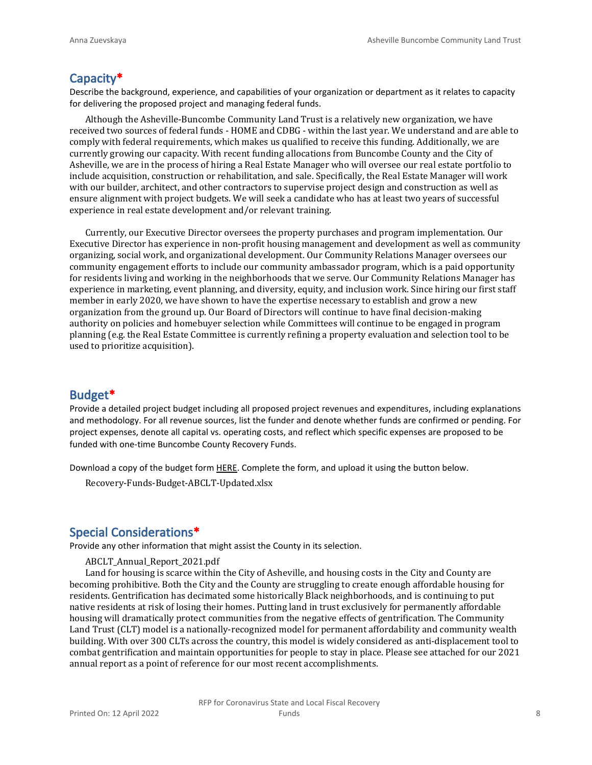## Capacity*

Describe the background, experience, and capabilities of your organization or department as it relates to capacity for delivering the proposed project and managing federal funds.

Although the Asheville-Buncombe Community Land Trust is a relatively new organization, we have received two sources of federal funds - HOME and CDBG - within the last year. We understand and are able to comply with federal requirements, which makes us qualified to receive this funding. Additionally, we are currently growing our capacity. With recent funding allocations from Buncombe County and the City of Asheville, we are in the process of hiring a Real Estate Manager who will oversee our real estate portfolio to include acquisition, construction or rehabilitation, and sale. Specifically, the Real Estate Manager will work with our builder, architect, and other contractors to supervise project design and construction as well as ensure alignment with project budgets. We will seek a candidate who has at least two years of successful experience in real estate development and/or relevant training.

Currently, our Executive Director oversees the property purchases and program implementation. Our Executive Director has experience in non-profit housing management and development as well as community organizing, social work, and organizational development. Our Community Relations Manager oversees our community engagement efforts to include our community ambassador program, which is a paid opportunity for residents living and working in the neighborhoods that we serve. Our Community Relations Manager has experience in marketing, event planning, and diversity, equity, and inclusion work. Since hiring our first staff member in early 2020, we have shown to have the expertise necessary to establish and grow a new organization from the ground up. Our Board of Directors will continue to have final decision-making authority on policies and homebuyer selection while Committees will continue to be engaged in program planning (e.g. the Real Estate Committee is currently refining a property evaluation and selection tool to be used to prioritize acquisition).

## Budget*

Provide a detailed project budget including all proposed project revenues and expenditures, including explanations and methodology. For all revenue sources, list the funder and denote whether funds are confirmed or pending. For project expenses, denote all capital vs. operating costs, and reflect which specific expenses are proposed to be funded with one-time Buncombe County Recovery Funds.

Download a copy of the budget form HERE. Complete the form, and upload it using the button below.

Recovery-Funds-Budget-ABCLT-Updated.xlsx

## Special Considerations*

Provide any other information that might assist the County in its selection.

ABCLT_Annual_Report_2021.pdf

Land for housing is scarce within the City of Asheville, and housing costs in the City and County are becoming prohibitive. Both the City and the County are struggling to create enough affordable housing for residents. Gentrification has decimated some historically Black neighborhoods, and is continuing to put native residents at risk of losing their homes. Putting land in trust exclusively for permanently affordable housing will dramatically protect communities from the negative effects of gentrification. The Community Land Trust (CLT) model is a nationally-recognized model for permanent affordability and community wealth building. With over 300 CLTs across the country, this model is widely considered as anti-displacement tool to combat gentrification and maintain opportunities for people to stay in place. Please see attached for our 2021 annual report as a point of reference for our most recent accomplishments.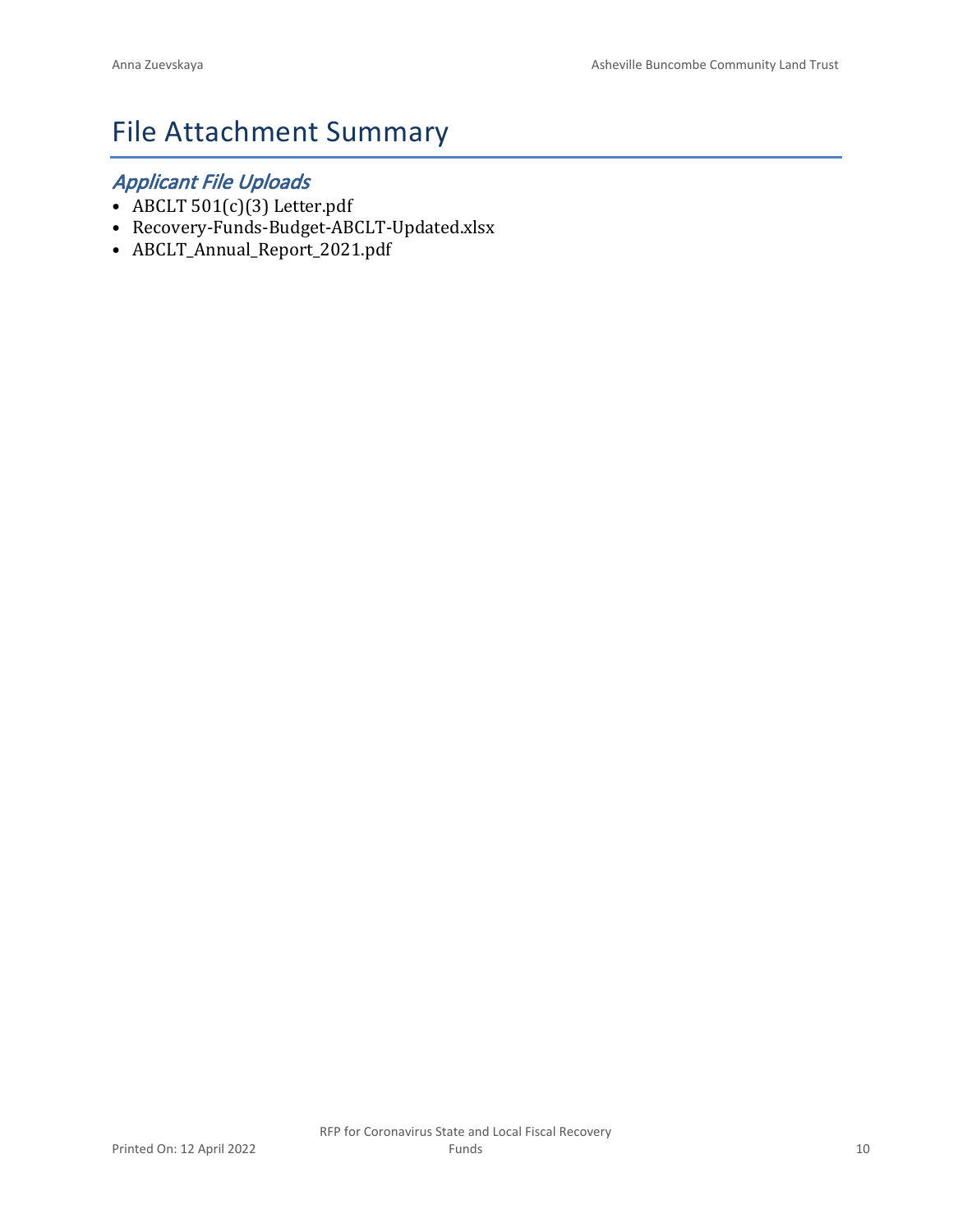# File Attachment Summary

## *Applicant File Uploads*

- ABCLT 501(c)(3) Letter.pdf
- Recovery-Funds-Budget-ABCLT-Updated.xlsx
- ABCLT_Annual_Report_2021.pdf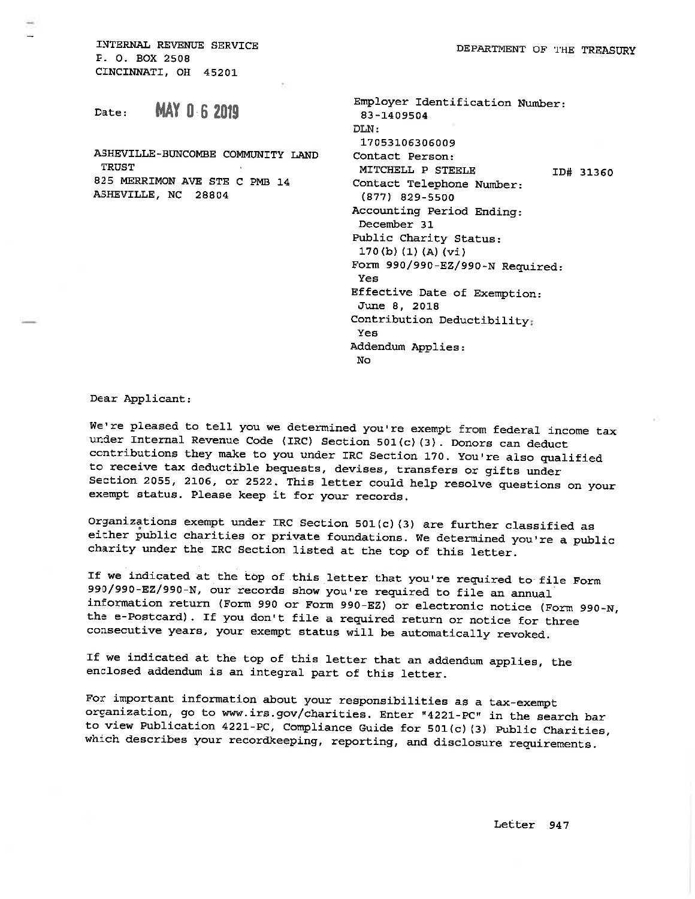INTERNAL REVENUE SERVICE
P. O. BOX 2508
CINCINNATI, OH 45201

DEPARTMENT OF THE TREASURY

Date: MAY 06 2019

ASHEVILLE-BUNCOMBE COMMUNITY LAND TRUST
825 MERRIMON AVE STE C PMB 14
ASHEVILLE, NC 28804

Employer Identification Number:
83-1409504
DLN:
17053106306009
Contact Person:
MITCHELL P STEELE ID# 31360
Contact Telephone Number:
(877) 829-5500
Accounting Period Ending:
December 31
Public Charity Status:
170(b)(1)(A)(vi)
Form 990/990-EZ/990-N Required:
Yes
Effective Date of Exemption:
June 8, 2018
Contribution Deductibility:
Yes
Addendum Applies:
No

Dear Applicant:

We're pleased to tell you we determined you're exempt from federal income tax under Internal Revenue Code (IRC) Section 501(c)(3). Donors can deduct contributions they make to you under IRC Section 170. You're also qualified to receive tax deductible bequests, devises, transfers or gifts under Section 2055, 2106, or 2522. This letter could help resolve questions on your exempt status. Please keep it for your records.

Organizations exempt under IRC Section 501(c)(3) are further classified as either public charities or private foundations. We determined you're a public charity under the IRC Section listed at the top of this letter.

If we indicated at the top of this letter that you're required to file Form 990/990-EZ/990-N, our records show you're required to file an annual information return (Form 990 or Form 990-EZ) or electronic notice (Form 990-N, the e-Postcard). If you don't file a required return or notice for three consecutive years, your exempt status will be automatically revoked.

If we indicated at the top of this letter that an addendum applies, the enclosed addendum is an integral part of this letter.

For important information about your responsibilities as a tax-exempt organization, go to www.irs.gov/charities. Enter "4221-PC" in the search bar to view Publication 4221-PC, Compliance Guide for 501(c)(3) Public Charities, which describes your recordkeeping, reporting, and disclosure requirements.

Letter 947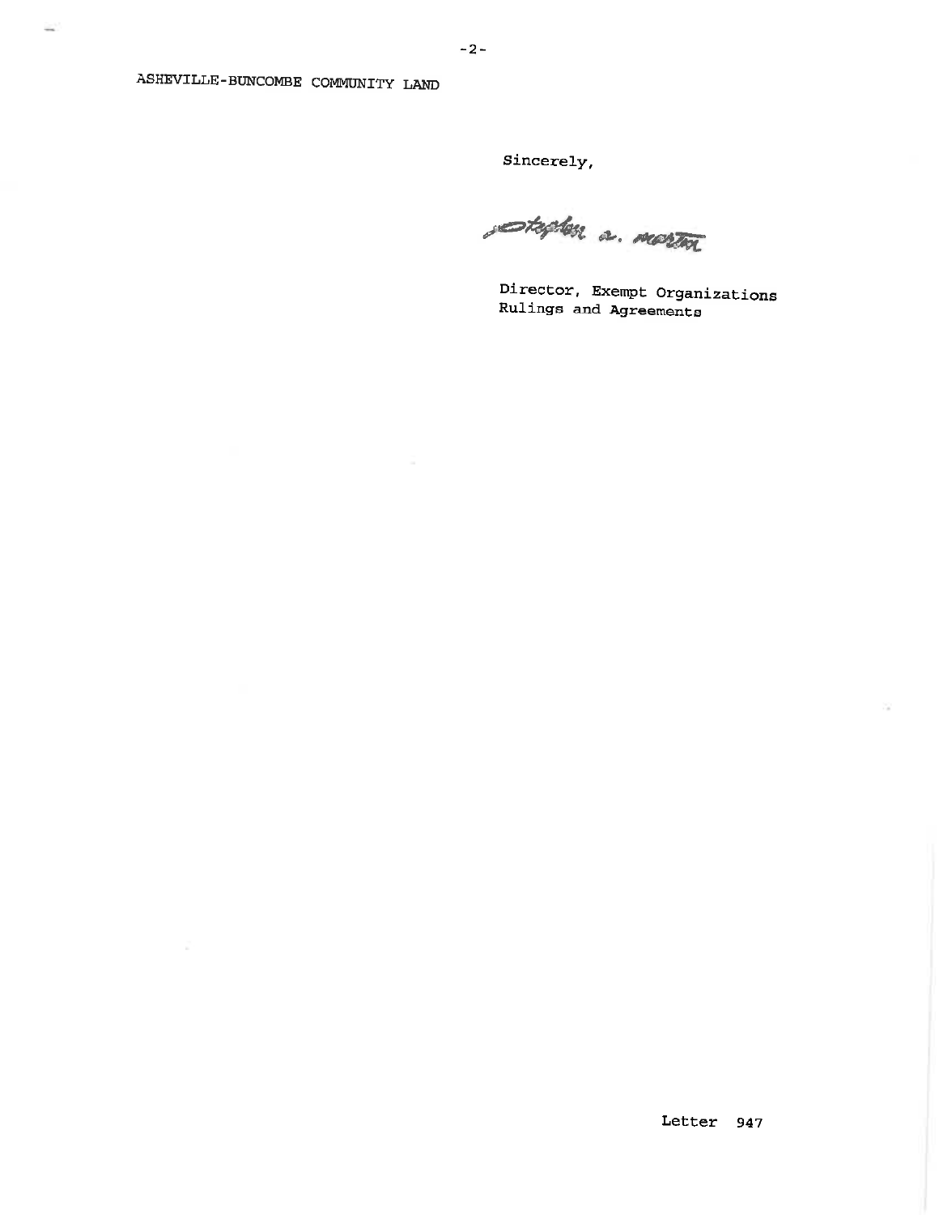ASHEVILLE-BUNCOMBE COMMUNITY LAND

Sincerely,

Stephen A. Martin

Director, Exempt Organizations
Rulings and Agreements

Letter 947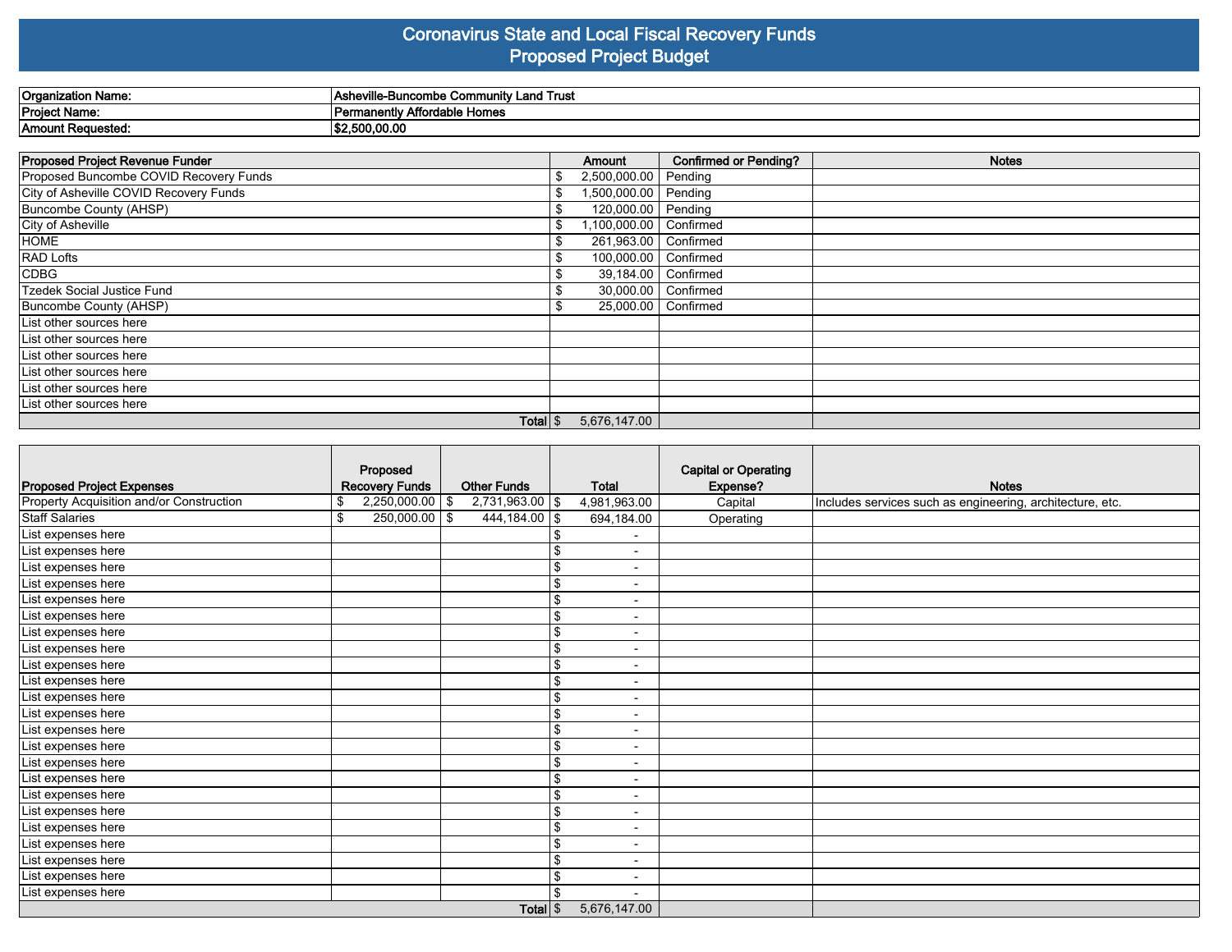# Coronavirus State and Local Fiscal Recovery Funds
## Proposed Project Budget

| | |
|---|---|
| **Organization Name:** | **Asheville-Buncombe Community Land Trust** |
| **Project Name:** | **Permanently Affordable Homes** |
| **Amount Requested:** | **$2,500,00.00** |

| **Proposed Project Revenue Funder** | **Amount** | **Confirmed or Pending?** | **Notes** |
|---|---|---|---|
| Proposed Buncombe COVID Recovery Funds | $ 2,500,000.00 | Pending | |
| City of Asheville COVID Recovery Funds | $ 1,500,000.00 | Pending | |
| Buncombe County (AHSP) | $ 120,000.00 | Pending | |
| City of Asheville | $ 1,100,000.00 | Confirmed | |
| HOME | $ 261,963.00 | Confirmed | |
| RAD Lofts | $ 100,000.00 | Confirmed | |
| CDBG | $ 39,184.00 | Confirmed | |
| Tzedek Social Justice Fund | $ 30,000.00 | Confirmed | |
| Buncombe County (AHSP) | $ 25,000.00 | Confirmed | |
| List other sources here | | | |
| List other sources here | | | |
| List other sources here | | | |
| List other sources here | | | |
| List other sources here | | | |
| List other sources here | | | |
| **Total** | $ 5,676,147.00 | | |

| **Proposed Project Expenses** | **Proposed Recovery Funds** | **Other Funds** | **Total** | **Capital or Operating Expense?** | **Notes** |
|---|---|---|---|---|---|
| Property Acquisition and/or Construction | $ 2,250,000.00 | $ 2,731,963.00 | $ 4,981,963.00 | Capital | Includes services such as engineering, architecture, etc. |
| Staff Salaries | $ 250,000.00 | $ 444,184.00 | $ 694,184.00 | Operating | |
| List expenses here | | | $ - | | |
| List expenses here | | | $ - | | |
| List expenses here | | | $ - | | |
| List expenses here | | | $ - | | |
| List expenses here | | | $ - | | |
| List expenses here | | | $ - | | |
| List expenses here | | | $ - | | |
| List expenses here | | | $ - | | |
| List expenses here | | | $ - | | |
| List expenses here | | | $ - | | |
| List expenses here | | | $ - | | |
| List expenses here | | | $ - | | |
| List expenses here | | | $ - | | |
| List expenses here | | | $ - | | |
| List expenses here | | | $ - | | |
| List expenses here | | | $ - | | |
| List expenses here | | | $ - | | |
| List expenses here | | | $ - | | |
| List expenses here | | | $ - | | |
| List expenses here | | | $ - | | |
| List expenses here | | | $ - | | |
| List expenses here | | | $ - | | |
| List expenses here | | | $ - | | |
| **Total** | | | $ 5,676,147.00 | | |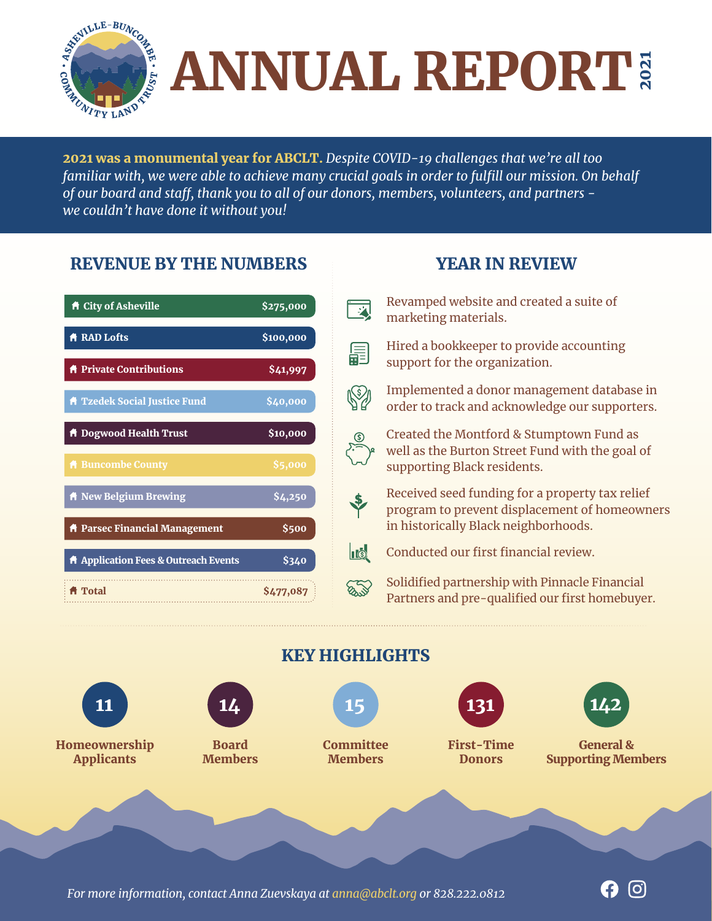# ANNUAL REPORT 2021

**2021 was a monumental year for ABCLT.** *Despite COVID-19 challenges that we're all too familiar with, we were able to achieve many crucial goals in order to fulfill our mission. On behalf of our board and staff, thank you to all of our donors, members, volunteers, and partners - we couldn't have done it without you!*

## REVENUE BY THE NUMBERS

| | |
|---|---|
| City of Asheville | $275,000 |
| RAD Lofts | $100,000 |
| Private Contributions | $41,997 |
| Tzedek Social Justice Fund | $40,000 |
| Dogwood Health Trust | $10,000 |
| Buncombe County | $5,000 |
| New Belgium Brewing | $4,250 |
| Parsec Financial Management | $500 |
| Application Fees & Outreach Events | $340 |
| **Total** | **$477,087** |

## YEAR IN REVIEW

- Revamped website and created a suite of marketing materials.
- Hired a bookkeeper to provide accounting support for the organization.
- Implemented a donor management database in order to track and acknowledge our supporters.
- Created the Montford & Stumptown Fund as well as the Burton Street Fund with the goal of supporting Black residents.
- Received seed funding for a property tax relief program to prevent displacement of homeowners in historically Black neighborhoods.
- Conducted our first financial review.
- Solidified partnership with Pinnacle Financial Partners and pre-qualified our first homebuyer.

## KEY HIGHLIGHTS

- **11** Homeownership Applicants
- **14** Board Members
- **15** Committee Members
- **131** First-Time Donors
- **142** General & Supporting Members

*For more information, contact Anna Zuevskaya at anna@abclt.org or 828.222.0812*